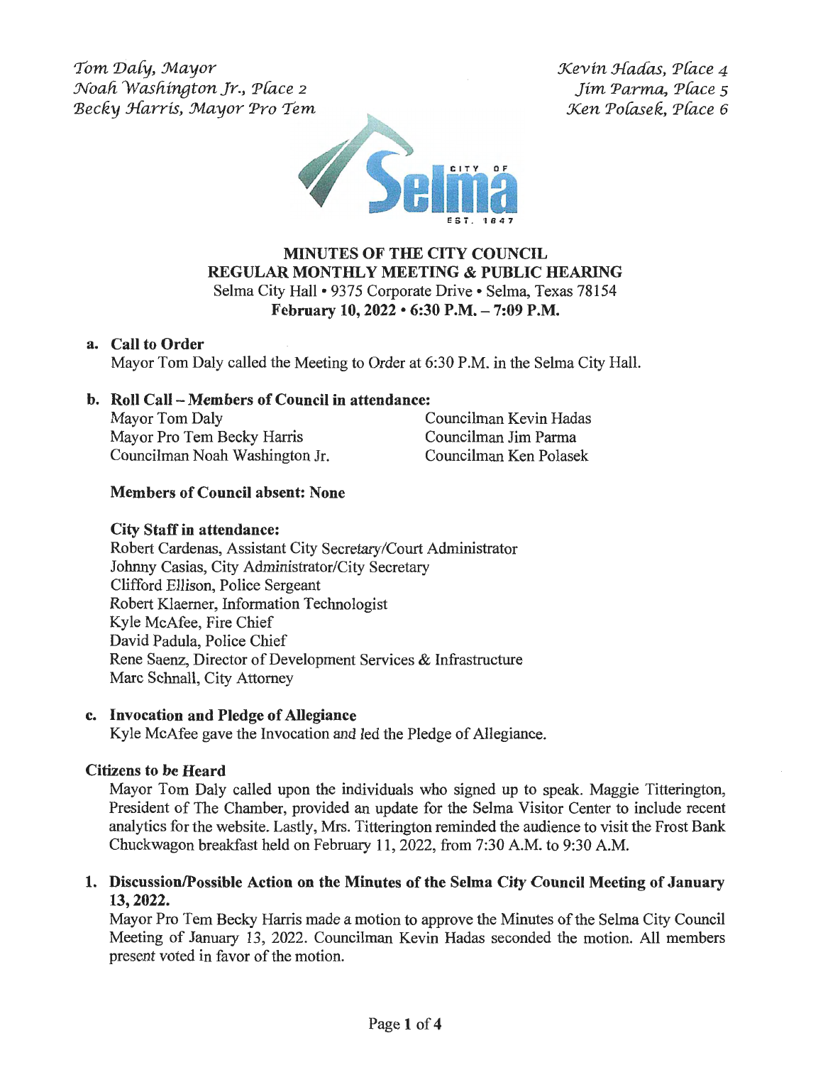*Tom Daly, Mayor*
*Noah Washington Jr., Place 2*
*Becky Harris, Mayor Pro Tem*

*Kevin Hadas, Place 4*
*Jim Parma, Place 5*
*Ken Polasek, Place 6*

# MINUTES OF THE CITY COUNCIL
## REGULAR MONTHLY MEETING & PUBLIC HEARING

Selma City Hall • 9375 Corporate Drive • Selma, Texas 78154

**February 10, 2022 • 6:30 P.M. – 7:09 P.M.**

**a. Call to Order**

Mayor Tom Daly called the Meeting to Order at 6:30 P.M. in the Selma City Hall.

**b. Roll Call – Members of Council in attendance:**

Mayor Tom Daly
Mayor Pro Tem Becky Harris
Councilman Noah Washington Jr.
Councilman Kevin Hadas
Councilman Jim Parma
Councilman Ken Polasek

**Members of Council absent: None**

**City Staff in attendance:**

Robert Cardenas, Assistant City Secretary/Court Administrator
Johnny Casias, City Administrator/City Secretary
Clifford Ellison, Police Sergeant
Robert Klaerner, Information Technologist
Kyle McAfee, Fire Chief
David Padula, Police Chief
Rene Saenz, Director of Development Services & Infrastructure
Marc Schnall, City Attorney

**c. Invocation and Pledge of Allegiance**

Kyle McAfee gave the Invocation and led the Pledge of Allegiance.

**Citizens to be Heard**

Mayor Tom Daly called upon the individuals who signed up to speak. Maggie Titterington, President of The Chamber, provided an update for the Selma Visitor Center to include recent analytics for the website. Lastly, Mrs. Titterington reminded the audience to visit the Frost Bank Chuckwagon breakfast held on February 11, 2022, from 7:30 A.M. to 9:30 A.M.

**1. Discussion/Possible Action on the Minutes of the Selma City Council Meeting of January 13, 2022.**

Mayor Pro Tem Becky Harris made a motion to approve the Minutes of the Selma City Council Meeting of January 13, 2022. Councilman Kevin Hadas seconded the motion. All members present voted in favor of the motion.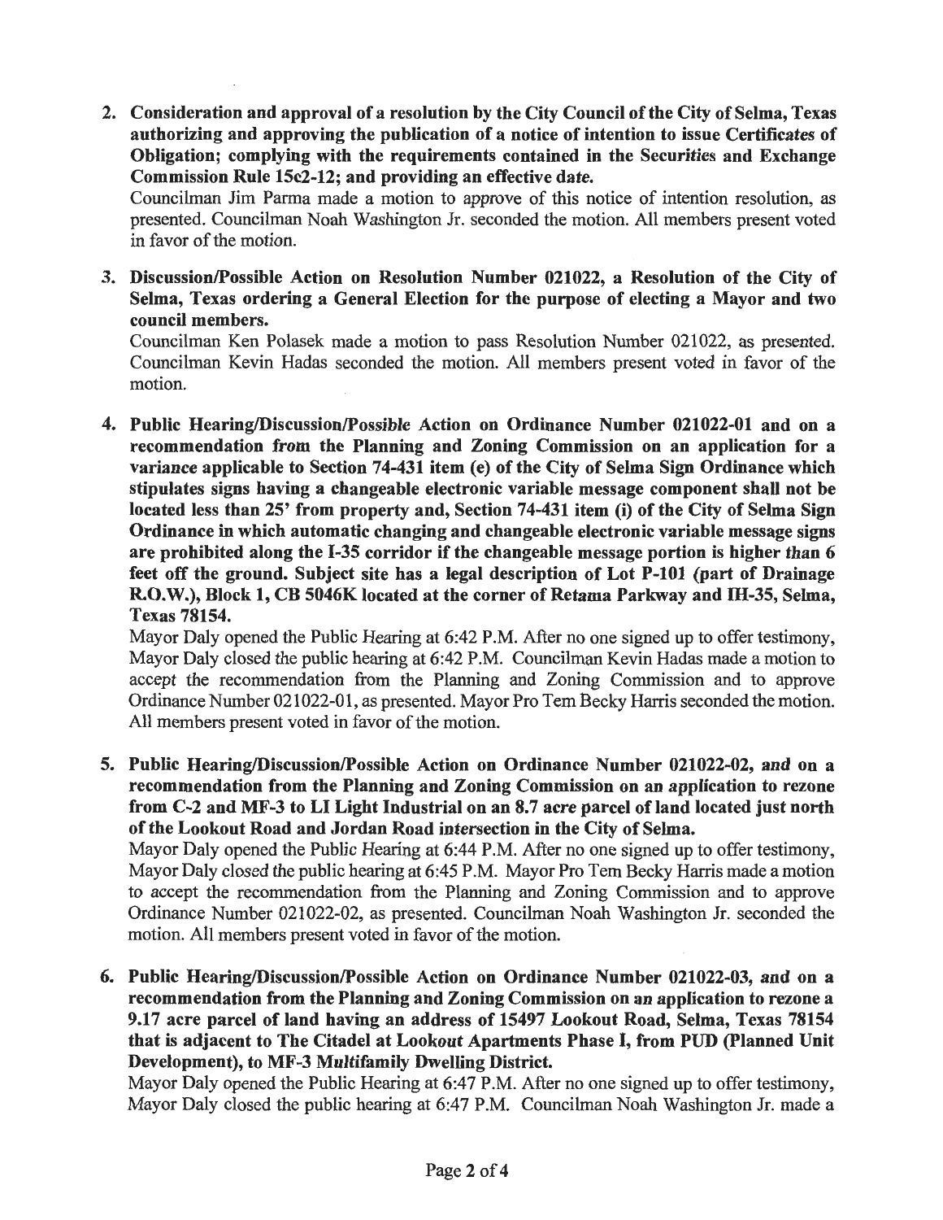2. **Consideration and approval of a resolution by the City Council of the City of Selma, Texas authorizing and approving the publication of a notice of intention to issue Certificates of Obligation; complying with the requirements contained in the Securities and Exchange Commission Rule 15c2-12; and providing an effective date.**
   Councilman Jim Parma made a motion to approve of this notice of intention resolution, as presented. Councilman Noah Washington Jr. seconded the motion. All members present voted in favor of the motion.

3. **Discussion/Possible Action on Resolution Number 021022, a Resolution of the City of Selma, Texas ordering a General Election for the purpose of electing a Mayor and two council members.**
   Councilman Ken Polasek made a motion to pass Resolution Number 021022, as presented. Councilman Kevin Hadas seconded the motion. All members present voted in favor of the motion.

4. **Public Hearing/Discussion/Possible Action on Ordinance Number 021022-01 and on a recommendation from the Planning and Zoning Commission on an application for a variance applicable to Section 74-431 item (e) of the City of Selma Sign Ordinance which stipulates signs having a changeable electronic variable message component shall not be located less than 25' from property and, Section 74-431 item (i) of the City of Selma Sign Ordinance in which automatic changing and changeable electronic variable message signs are prohibited along the I-35 corridor if the changeable message portion is higher than 6 feet off the ground. Subject site has a legal description of Lot P-101 (part of Drainage R.O.W.), Block 1, CB 5046K located at the corner of Retama Parkway and IH-35, Selma, Texas 78154.**
   Mayor Daly opened the Public Hearing at 6:42 P.M. After no one signed up to offer testimony, Mayor Daly closed the public hearing at 6:42 P.M. Councilman Kevin Hadas made a motion to accept the recommendation from the Planning and Zoning Commission and to approve Ordinance Number 021022-01, as presented. Mayor Pro Tem Becky Harris seconded the motion. All members present voted in favor of the motion.

5. **Public Hearing/Discussion/Possible Action on Ordinance Number 021022-02, and on a recommendation from the Planning and Zoning Commission on an application to rezone from C-2 and MF-3 to LI Light Industrial on an 8.7 acre parcel of land located just north of the Lookout Road and Jordan Road intersection in the City of Selma.**
   Mayor Daly opened the Public Hearing at 6:44 P.M. After no one signed up to offer testimony, Mayor Daly closed the public hearing at 6:45 P.M. Mayor Pro Tem Becky Harris made a motion to accept the recommendation from the Planning and Zoning Commission and to approve Ordinance Number 021022-02, as presented. Councilman Noah Washington Jr. seconded the motion. All members present voted in favor of the motion.

6. **Public Hearing/Discussion/Possible Action on Ordinance Number 021022-03, and on a recommendation from the Planning and Zoning Commission on an application to rezone a 9.17 acre parcel of land having an address of 15497 Lookout Road, Selma, Texas 78154 that is adjacent to The Citadel at Lookout Apartments Phase I, from PUD (Planned Unit Development), to MF-3 Multifamily Dwelling District.**
   Mayor Daly opened the Public Hearing at 6:47 P.M. After no one signed up to offer testimony, Mayor Daly closed the public hearing at 6:47 P.M. Councilman Noah Washington Jr. made a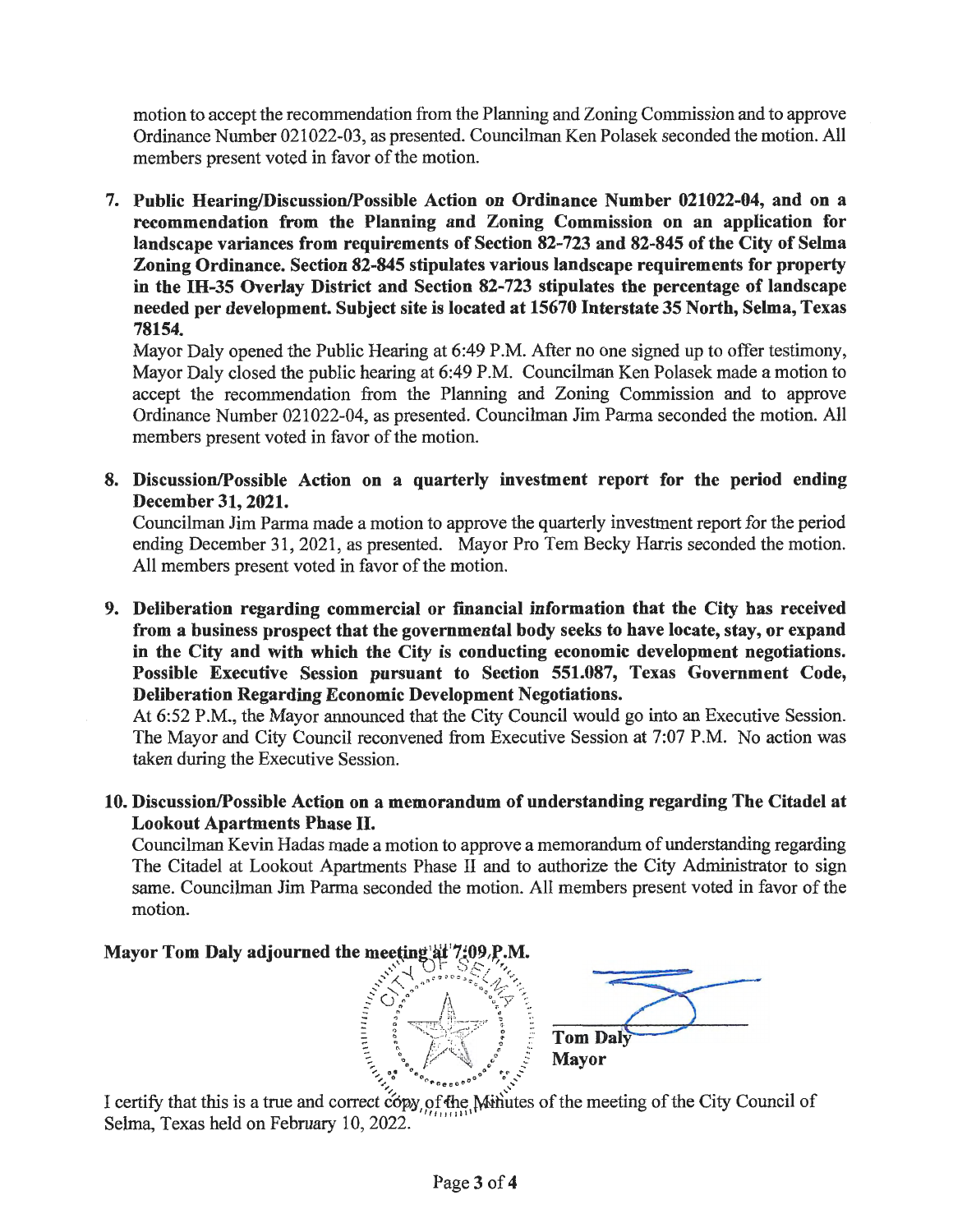motion to accept the recommendation from the Planning and Zoning Commission and to approve Ordinance Number 021022-03, as presented. Councilman Ken Polasek seconded the motion. All members present voted in favor of the motion.

7. **Public Hearing/Discussion/Possible Action on Ordinance Number 021022-04, and on a recommendation from the Planning and Zoning Commission on an application for landscape variances from requirements of Section 82-723 and 82-845 of the City of Selma Zoning Ordinance. Section 82-845 stipulates various landscape requirements for property in the IH-35 Overlay District and Section 82-723 stipulates the percentage of landscape needed per development. Subject site is located at 15670 Interstate 35 North, Selma, Texas 78154.**
   Mayor Daly opened the Public Hearing at 6:49 P.M. After no one signed up to offer testimony, Mayor Daly closed the public hearing at 6:49 P.M. Councilman Ken Polasek made a motion to accept the recommendation from the Planning and Zoning Commission and to approve Ordinance Number 021022-04, as presented. Councilman Jim Parma seconded the motion. All members present voted in favor of the motion.

8. **Discussion/Possible Action on a quarterly investment report for the period ending December 31, 2021.**
   Councilman Jim Parma made a motion to approve the quarterly investment report for the period ending December 31, 2021, as presented. Mayor Pro Tem Becky Harris seconded the motion. All members present voted in favor of the motion.

9. **Deliberation regarding commercial or financial information that the City has received from a business prospect that the governmental body seeks to have locate, stay, or expand in the City and with which the City is conducting economic development negotiations. Possible Executive Session pursuant to Section 551.087, Texas Government Code, Deliberation Regarding Economic Development Negotiations.**
   At 6:52 P.M., the Mayor announced that the City Council would go into an Executive Session. The Mayor and City Council reconvened from Executive Session at 7:07 P.M. No action was taken during the Executive Session.

10. **Discussion/Possible Action on a memorandum of understanding regarding The Citadel at Lookout Apartments Phase II.**
    Councilman Kevin Hadas made a motion to approve a memorandum of understanding regarding The Citadel at Lookout Apartments Phase II and to authorize the City Administrator to sign same. Councilman Jim Parma seconded the motion. All members present voted in favor of the motion.

**Mayor Tom Daly adjourned the meeting at 7:09 P.M.**

**Tom Daly**
**Mayor**

I certify that this is a true and correct copy of the Minutes of the meeting of the City Council of Selma, Texas held on February 10, 2022.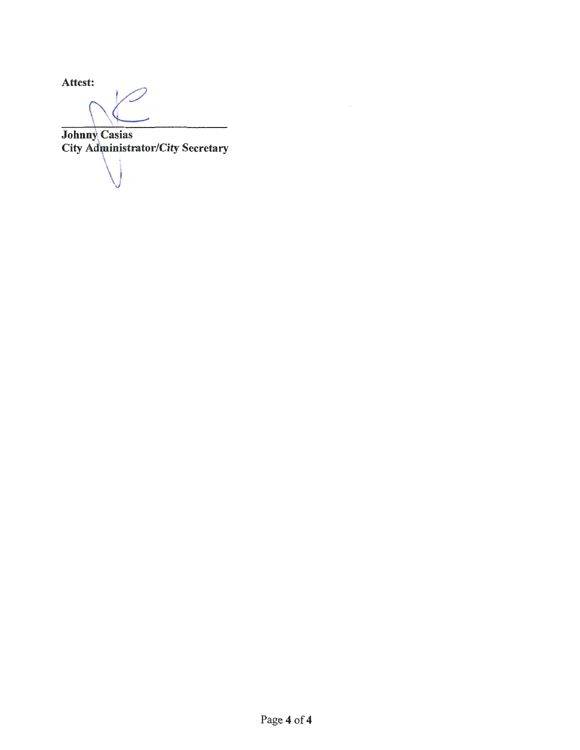**Attest:**

\_\_\_\_\_\_\_\_\_\_\_\_\_\_\_\_\_\_\_\_\_\_\_\_\_\_\_\_\_\_

**Johnny Casias**
**City Administrator/City Secretary**